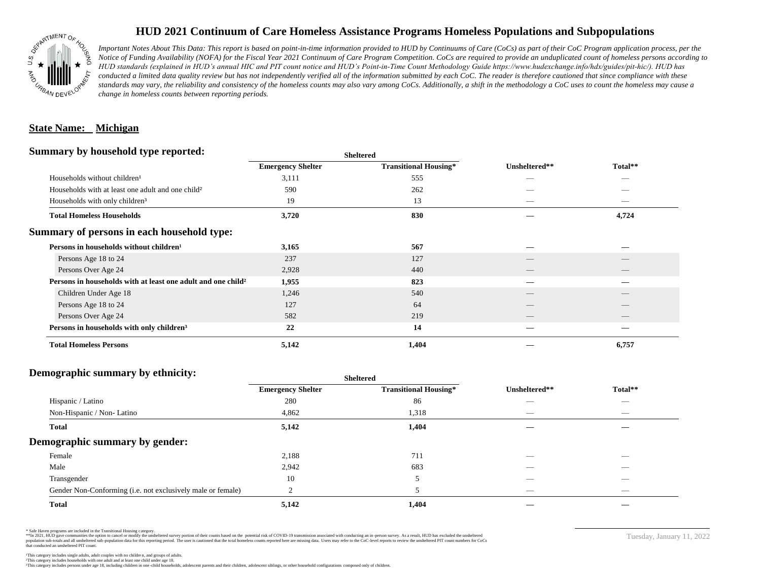# HUD 2021 Continuum of Care Homeless Assistance Programs Homeless Populations and Subpopulations

*Important Notes About This Data: This report is based on point-in-time information provided to HUD by Continuums of Care (CoCs) as part of their CoC Program application process, per the Notice of Funding Availability (NOFA) for the Fiscal Year 2021 Continuum of Care Program Competition. CoCs are required to provide an unduplicated count of homeless persons according to HUD standards (explained in HUD's annual HIC and PIT count notice and HUD's Point-in-Time Count Methodology Guide https://www.hudexchange.info/hdx/guides/pit-hic/). HUD has conducted a limited data quality review but has not independently verified all of the information submitted by each CoC. The reader is therefore cautioned that since compliance with these standards may vary, the reliability and consistency of the homeless counts may also vary among CoCs. Additionally, a shift in the methodology a CoC uses to count the homeless may cause a change in homeless counts between reporting periods.*

**State Name: Michigan**

## Summary by household type reported:

| | Sheltered | | | |
|---|---|---|---|---|
| | Emergency Shelter | Transitional Housing* | Unsheltered** | Total** |
| Households without children[1] | 3,111 | 555 | — | — |
| Households with at least one adult and one child[2] | 590 | 262 | — | — |
| Households with only children[3] | 19 | 13 | — | — |
| **Total Homeless Households** | **3,720** | **830** | **—** | **4,724** |

## Summary of persons in each household type:

| | Emergency Shelter | Transitional Housing* | Unsheltered** | Total** |
|---|---|---|---|---|
| **Persons in households without children[1]** | **3,165** | **567** | **—** | **—** |
| Persons Age 18 to 24 | 237 | 127 | — | — |
| Persons Over Age 24 | 2,928 | 440 | — | — |
| **Persons in households with at least one adult and one child[2]** | **1,955** | **823** | **—** | **—** |
| Children Under Age 18 | 1,246 | 540 | — | — |
| Persons Age 18 to 24 | 127 | 64 | — | — |
| Persons Over Age 24 | 582 | 219 | — | — |
| **Persons in households with only children[3]** | **22** | **14** | **—** | **—** |
| **Total Homeless Persons** | **5,142** | **1,404** | **—** | **6,757** |

## Demographic summary by ethnicity:

| | Sheltered | | | |
|---|---|---|---|---|
| | Emergency Shelter | Transitional Housing* | Unsheltered** | Total** |
| Hispanic / Latino | 280 | 86 | — | — |
| Non-Hispanic / Non- Latino | 4,862 | 1,318 | — | — |
| **Total** | **5,142** | **1,404** | **—** | **—** |

## Demographic summary by gender:

| | Emergency Shelter | Transitional Housing* | Unsheltered** | Total** |
|---|---|---|---|---|
| Female | 2,188 | 711 | — | — |
| Male | 2,942 | 683 | — | — |
| Transgender | 10 | 5 | — | — |
| Gender Non-Conforming (i.e. not exclusively male or female) | 2 | 5 | — | — |
| **Total** | **5,142** | **1,404** | **—** | **—** |

\* Safe Haven programs are included in the Transitional Housing category.
\*\*In 2021, HUD gave communities the option to cancel or modify the unsheltered survey portion of their counts based on the potential risk of COVID-19 transmission associated with conducting an in-person survey. As a result, HUD has excluded the unsheltered population sub-totals and all unsheltered sub-population data for this reporting period. The user is cautioned that the total homeless counts reported here are missing data. Users may refer to the CoC-level reports to review the unsheltered PIT count numbers for CoCs that conducted an unsheltered PIT count.

[1]This category includes single adults, adult couples with no children, and groups of adults.
[2]This category includes households with one adult and at least one child under age 18.
[3]This category includes persons under age 18, including children in one-child households, adolescent parents and their children, adolescent siblings, or other household configurations composed only of children.

Tuesday, January 11, 2022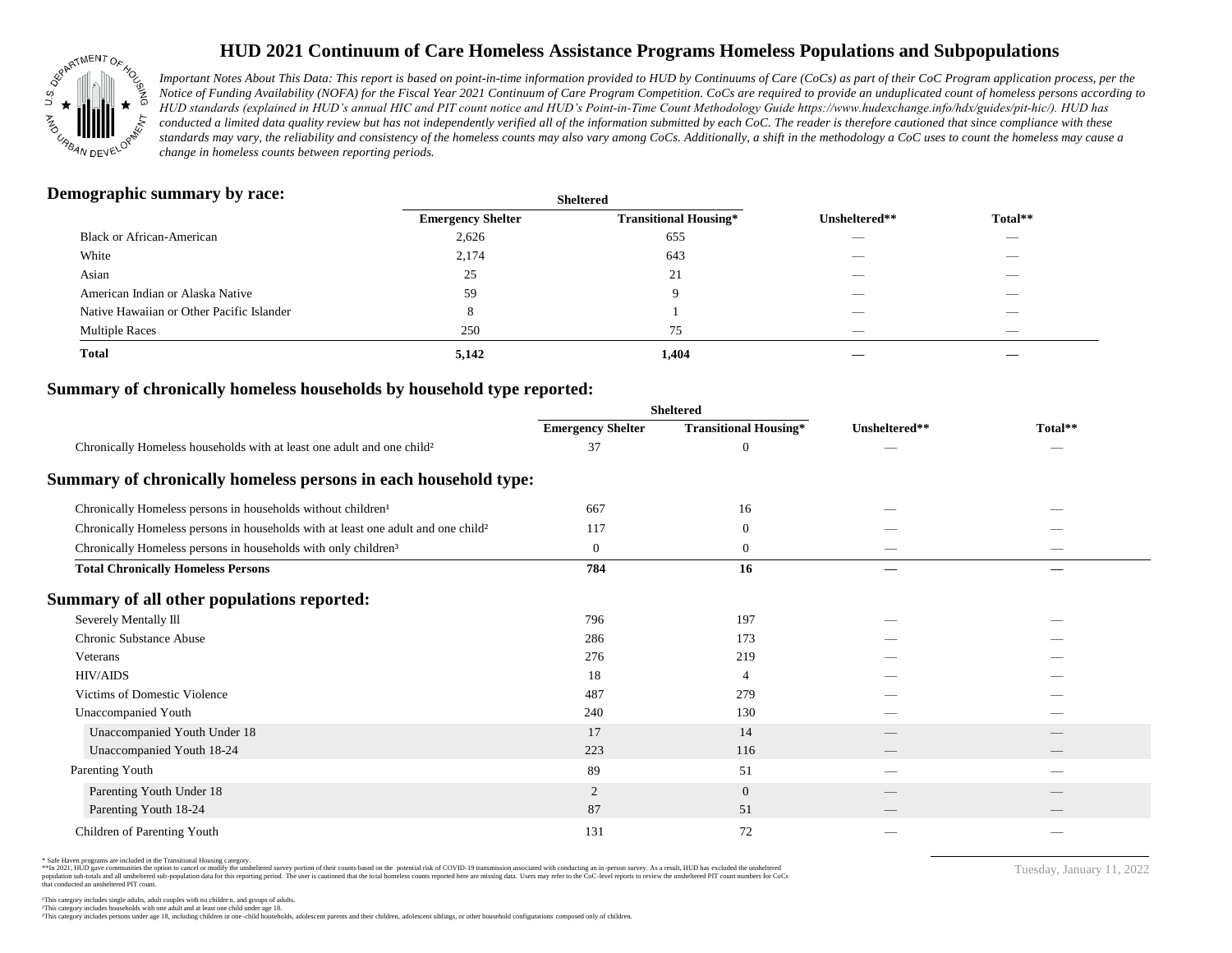# HUD 2021 Continuum of Care Homeless Assistance Programs Homeless Populations and Subpopulations

*Important Notes About This Data: This report is based on point-in-time information provided to HUD by Continuums of Care (CoCs) as part of their CoC Program application process, per the Notice of Funding Availability (NOFA) for the Fiscal Year 2021 Continuum of Care Program Competition. CoCs are required to provide an unduplicated count of homeless persons according to HUD standards (explained in HUD's annual HIC and PIT count notice and HUD's Point-in-Time Count Methodology Guide https://www.hudexchange.info/hdx/guides/pit-hic/). HUD has conducted a limited data quality review but has not independently verified all of the information submitted by each CoC. The reader is therefore cautioned that since compliance with these standards may vary, the reliability and consistency of the homeless counts may also vary among CoCs. Additionally, a shift in the methodology a CoC uses to count the homeless may cause a change in homeless counts between reporting periods.*

## Demographic summary by race:

| | Sheltered | | | |
|---|---|---|---|---|
| | Emergency Shelter | Transitional Housing* | Unsheltered** | Total** |
| Black or African-American | 2,626 | 655 | — | — |
| White | 2,174 | 643 | — | — |
| Asian | 25 | 21 | — | — |
| American Indian or Alaska Native | 59 | 9 | — | — |
| Native Hawaiian or Other Pacific Islander | 8 | 1 | — | — |
| Multiple Races | 250 | 75 | — | — |
| **Total** | **5,142** | **1,404** | **—** | **—** |

## Summary of chronically homeless households by household type reported:

| | Sheltered | | | |
|---|---|---|---|---|
| | Emergency Shelter | Transitional Housing* | Unsheltered** | Total** |
| Chronically Homeless households with at least one adult and one child² | 37 | 0 | — | — |

## Summary of chronically homeless persons in each household type:

| | Emergency Shelter | Transitional Housing* | Unsheltered** | Total** |
|---|---|---|---|---|
| Chronically Homeless persons in households without children¹ | 667 | 16 | — | — |
| Chronically Homeless persons in households with at least one adult and one child² | 117 | 0 | — | — |
| Chronically Homeless persons in households with only children³ | 0 | 0 | — | — |
| **Total Chronically Homeless Persons** | **784** | **16** | **—** | **—** |

## Summary of all other populations reported:

| | Emergency Shelter | Transitional Housing* | Unsheltered** | Total** |
|---|---|---|---|---|
| Severely Mentally Ill | 796 | 197 | — | — |
| Chronic Substance Abuse | 286 | 173 | — | — |
| Veterans | 276 | 219 | — | — |
| HIV/AIDS | 18 | 4 | — | — |
| Victims of Domestic Violence | 487 | 279 | — | — |
| Unaccompanied Youth | 240 | 130 | — | — |
| Unaccompanied Youth Under 18 | 17 | 14 | — | — |
| Unaccompanied Youth 18-24 | 223 | 116 | — | — |
| Parenting Youth | 89 | 51 | — | — |
| Parenting Youth Under 18 | 2 | 0 | — | — |
| Parenting Youth 18-24 | 87 | 51 | — | — |
| Children of Parenting Youth | 131 | 72 | — | — |

\* Safe Haven programs are included in the Transitional Housing category.
**In 2021, HUD gave communities the option to cancel or modify the unsheltered survey portion of their counts based on the potential risk of COVID-19 transmission associated with conducting an in-person survey. As a result, HUD has excluded the unsheltered population sub-totals and all unsheltered sub-population data for this reporting period. The user is cautioned that the total homeless counts reported here are missing data. Users may refer to the CoC-level reports to review the unsheltered PIT count numbers for CoCs that conducted an unsheltered PIT count.

¹This category includes single adults, adult couples with no children, and groups of adults.
²This category includes households with one adult and at least one child under 18.
³This category includes persons under age 18, including children in one-child households, adolescent parents and their children, adolescent siblings, or other household configurations composed only of children.

Tuesday, January 11, 2022